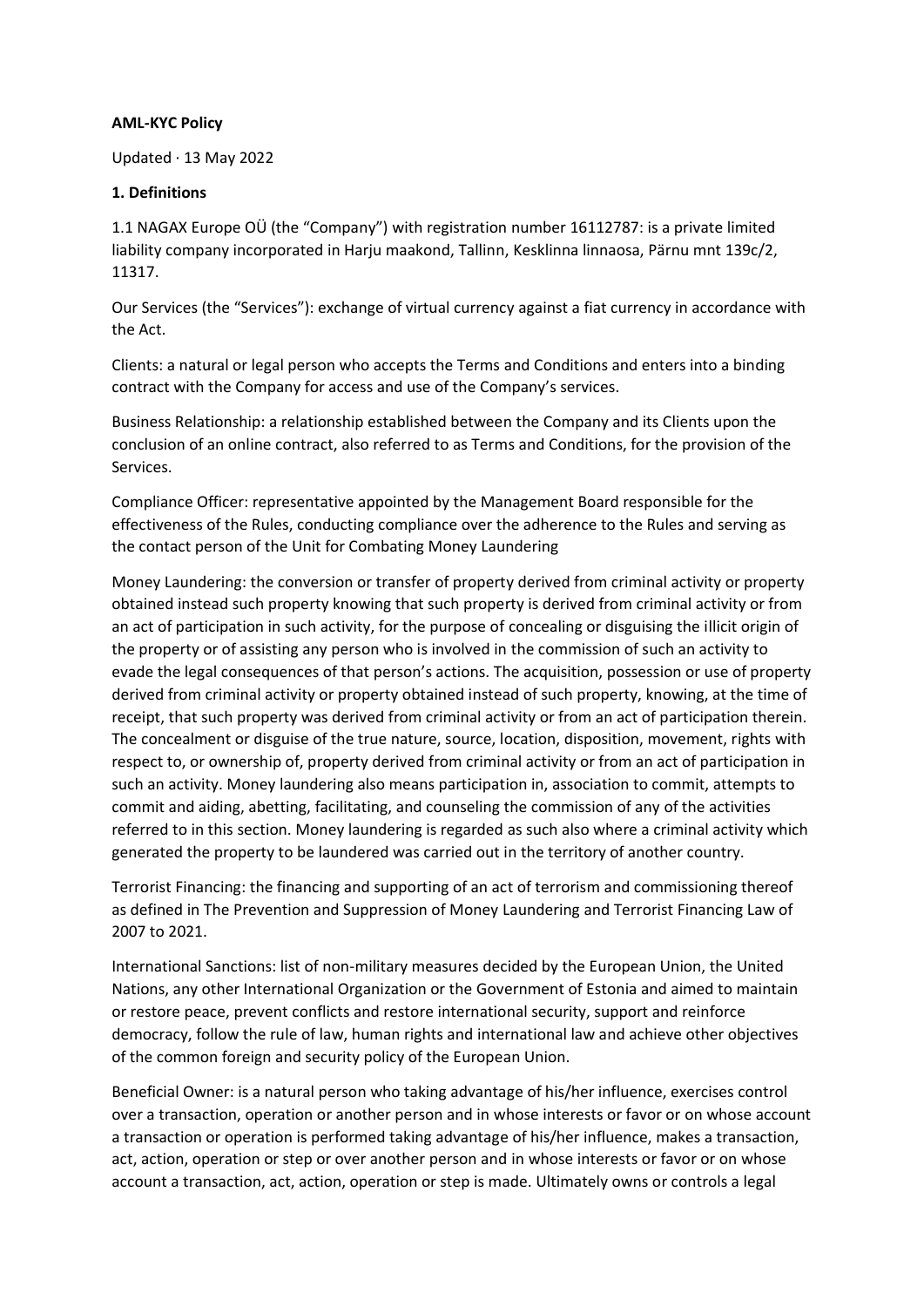**AML-KYC Policy**

Updated · 13 May 2022

**1. Definitions**

1.1 NAGAX Europe OÜ (the "Company") with registration number 16112787: is a private limited liability company incorporated in Harju maakond, Tallinn, Kesklinna linnaosa, Pärnu mnt 139c/2, 11317.

Our Services (the "Services"): exchange of virtual currency against a fiat currency in accordance with the Act.

Clients: a natural or legal person who accepts the Terms and Conditions and enters into a binding contract with the Company for access and use of the Company's services.

Business Relationship: a relationship established between the Company and its Clients upon the conclusion of an online contract, also referred to as Terms and Conditions, for the provision of the Services.

Compliance Officer: representative appointed by the Management Board responsible for the effectiveness of the Rules, conducting compliance over the adherence to the Rules and serving as the contact person of the Unit for Combating Money Laundering

Money Laundering: the conversion or transfer of property derived from criminal activity or property obtained instead such property knowing that such property is derived from criminal activity or from an act of participation in such activity, for the purpose of concealing or disguising the illicit origin of the property or of assisting any person who is involved in the commission of such an activity to evade the legal consequences of that person's actions. The acquisition, possession or use of property derived from criminal activity or property obtained instead of such property, knowing, at the time of receipt, that such property was derived from criminal activity or from an act of participation therein. The concealment or disguise of the true nature, source, location, disposition, movement, rights with respect to, or ownership of, property derived from criminal activity or from an act of participation in such an activity. Money laundering also means participation in, association to commit, attempts to commit and aiding, abetting, facilitating, and counseling the commission of any of the activities referred to in this section. Money laundering is regarded as such also where a criminal activity which generated the property to be laundered was carried out in the territory of another country.

Terrorist Financing: the financing and supporting of an act of terrorism and commissioning thereof as defined in The Prevention and Suppression of Money Laundering and Terrorist Financing Law of 2007 to 2021.

International Sanctions: list of non-military measures decided by the European Union, the United Nations, any other International Organization or the Government of Estonia and aimed to maintain or restore peace, prevent conflicts and restore international security, support and reinforce democracy, follow the rule of law, human rights and international law and achieve other objectives of the common foreign and security policy of the European Union.

Beneficial Owner: is a natural person who taking advantage of his/her influence, exercises control over a transaction, operation or another person and in whose interests or favor or on whose account a transaction or operation is performed taking advantage of his/her influence, makes a transaction, act, action, operation or step or over another person and in whose interests or favor or on whose account a transaction, act, action, operation or step is made. Ultimately owns or controls a legal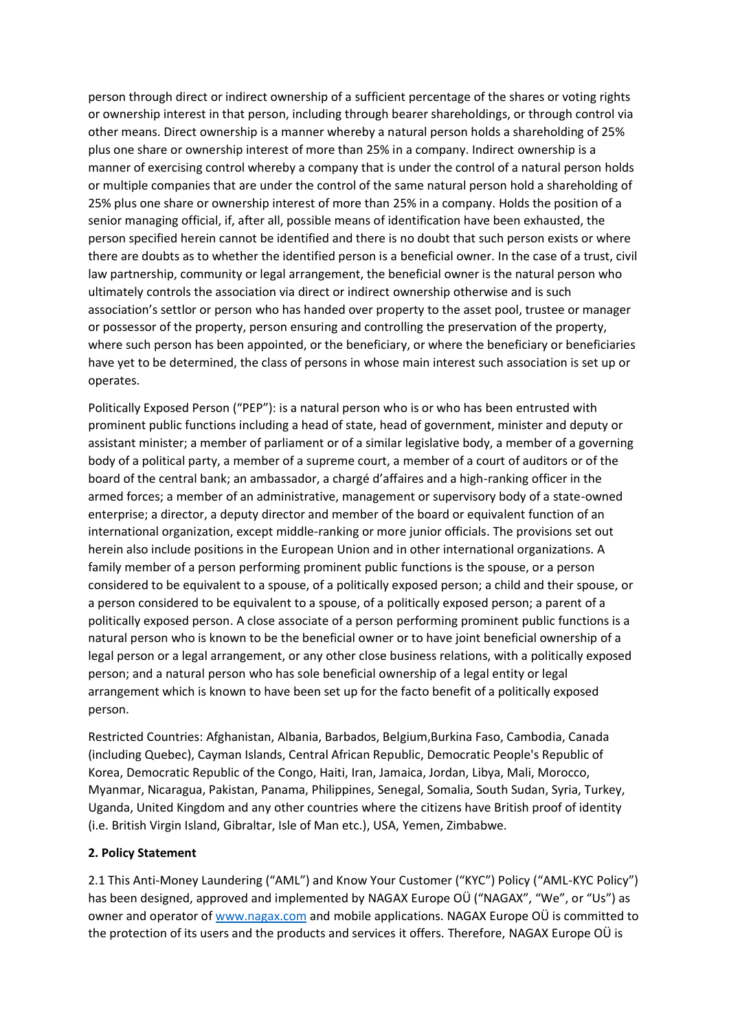person through direct or indirect ownership of a sufficient percentage of the shares or voting rights or ownership interest in that person, including through bearer shareholdings, or through control via other means. Direct ownership is a manner whereby a natural person holds a shareholding of 25% plus one share or ownership interest of more than 25% in a company. Indirect ownership is a manner of exercising control whereby a company that is under the control of a natural person holds or multiple companies that are under the control of the same natural person hold a shareholding of 25% plus one share or ownership interest of more than 25% in a company. Holds the position of a senior managing official, if, after all, possible means of identification have been exhausted, the person specified herein cannot be identified and there is no doubt that such person exists or where there are doubts as to whether the identified person is a beneficial owner. In the case of a trust, civil law partnership, community or legal arrangement, the beneficial owner is the natural person who ultimately controls the association via direct or indirect ownership otherwise and is such association's settlor or person who has handed over property to the asset pool, trustee or manager or possessor of the property, person ensuring and controlling the preservation of the property, where such person has been appointed, or the beneficiary, or where the beneficiary or beneficiaries have yet to be determined, the class of persons in whose main interest such association is set up or operates.

Politically Exposed Person ("PEP"): is a natural person who is or who has been entrusted with prominent public functions including a head of state, head of government, minister and deputy or assistant minister; a member of parliament or of a similar legislative body, a member of a governing body of a political party, a member of a supreme court, a member of a court of auditors or of the board of the central bank; an ambassador, a chargé d'affaires and a high-ranking officer in the armed forces; a member of an administrative, management or supervisory body of a state-owned enterprise; a director, a deputy director and member of the board or equivalent function of an international organization, except middle-ranking or more junior officials. The provisions set out herein also include positions in the European Union and in other international organizations. A family member of a person performing prominent public functions is the spouse, or a person considered to be equivalent to a spouse, of a politically exposed person; a child and their spouse, or a person considered to be equivalent to a spouse, of a politically exposed person; a parent of a politically exposed person. A close associate of a person performing prominent public functions is a natural person who is known to be the beneficial owner or to have joint beneficial ownership of a legal person or a legal arrangement, or any other close business relations, with a politically exposed person; and a natural person who has sole beneficial ownership of a legal entity or legal arrangement which is known to have been set up for the facto benefit of a politically exposed person.

Restricted Countries: Afghanistan, Albania, Barbados, Belgium,Burkina Faso, Cambodia, Canada (including Quebec), Cayman Islands, Central African Republic, Democratic People's Republic of Korea, Democratic Republic of the Congo, Haiti, Iran, Jamaica, Jordan, Libya, Mali, Morocco, Myanmar, Nicaragua, Pakistan, Panama, Philippines, Senegal, Somalia, South Sudan, Syria, Turkey, Uganda, United Kingdom and any other countries where the citizens have British proof of identity (i.e. British Virgin Island, Gibraltar, Isle of Man etc.), USA, Yemen, Zimbabwe.

**2. Policy Statement**

2.1 This Anti-Money Laundering ("AML") and Know Your Customer ("KYC") Policy ("AML-KYC Policy") has been designed, approved and implemented by NAGAX Europe OÜ ("NAGAX", "We", or "Us") as owner and operator of www.nagax.com and mobile applications. NAGAX Europe OÜ is committed to the protection of its users and the products and services it offers. Therefore, NAGAX Europe OÜ is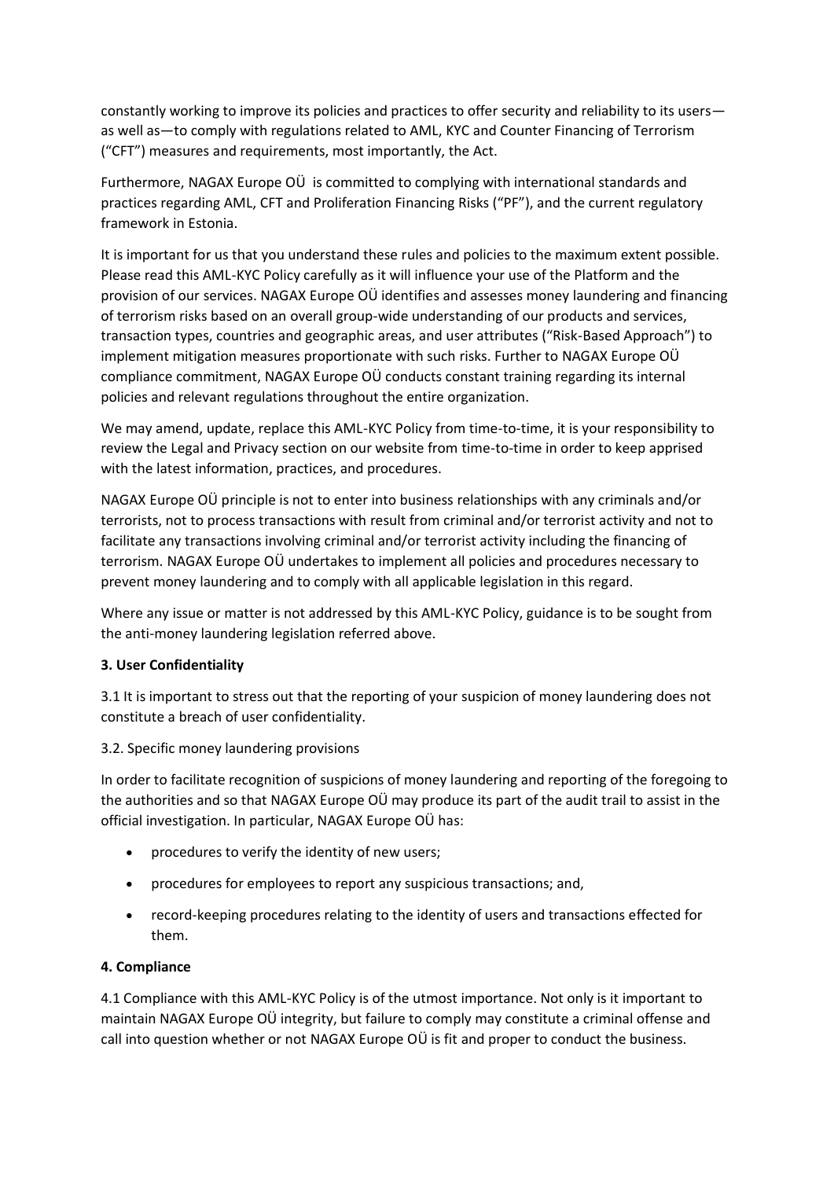constantly working to improve its policies and practices to offer security and reliability to its users—as well as—to comply with regulations related to AML, KYC and Counter Financing of Terrorism ("CFT") measures and requirements, most importantly, the Act.

Furthermore, NAGAX Europe OÜ is committed to complying with international standards and practices regarding AML, CFT and Proliferation Financing Risks ("PF"), and the current regulatory framework in Estonia.

It is important for us that you understand these rules and policies to the maximum extent possible. Please read this AML-KYC Policy carefully as it will influence your use of the Platform and the provision of our services. NAGAX Europe OÜ identifies and assesses money laundering and financing of terrorism risks based on an overall group-wide understanding of our products and services, transaction types, countries and geographic areas, and user attributes ("Risk-Based Approach") to implement mitigation measures proportionate with such risks. Further to NAGAX Europe OÜ compliance commitment, NAGAX Europe OÜ conducts constant training regarding its internal policies and relevant regulations throughout the entire organization.

We may amend, update, replace this AML-KYC Policy from time-to-time, it is your responsibility to review the Legal and Privacy section on our website from time-to-time in order to keep apprised with the latest information, practices, and procedures.

NAGAX Europe OÜ principle is not to enter into business relationships with any criminals and/or terrorists, not to process transactions with result from criminal and/or terrorist activity and not to facilitate any transactions involving criminal and/or terrorist activity including the financing of terrorism. NAGAX Europe OÜ undertakes to implement all policies and procedures necessary to prevent money laundering and to comply with all applicable legislation in this regard.

Where any issue or matter is not addressed by this AML-KYC Policy, guidance is to be sought from the anti-money laundering legislation referred above.

**3. User Confidentiality**

3.1 It is important to stress out that the reporting of your suspicion of money laundering does not constitute a breach of user confidentiality.

3.2. Specific money laundering provisions

In order to facilitate recognition of suspicions of money laundering and reporting of the foregoing to the authorities and so that NAGAX Europe OÜ may produce its part of the audit trail to assist in the official investigation. In particular, NAGAX Europe OÜ has:

- procedures to verify the identity of new users;
- procedures for employees to report any suspicious transactions; and,
- record-keeping procedures relating to the identity of users and transactions effected for them.

**4. Compliance**

4.1 Compliance with this AML-KYC Policy is of the utmost importance. Not only is it important to maintain NAGAX Europe OÜ integrity, but failure to comply may constitute a criminal offense and call into question whether or not NAGAX Europe OÜ is fit and proper to conduct the business.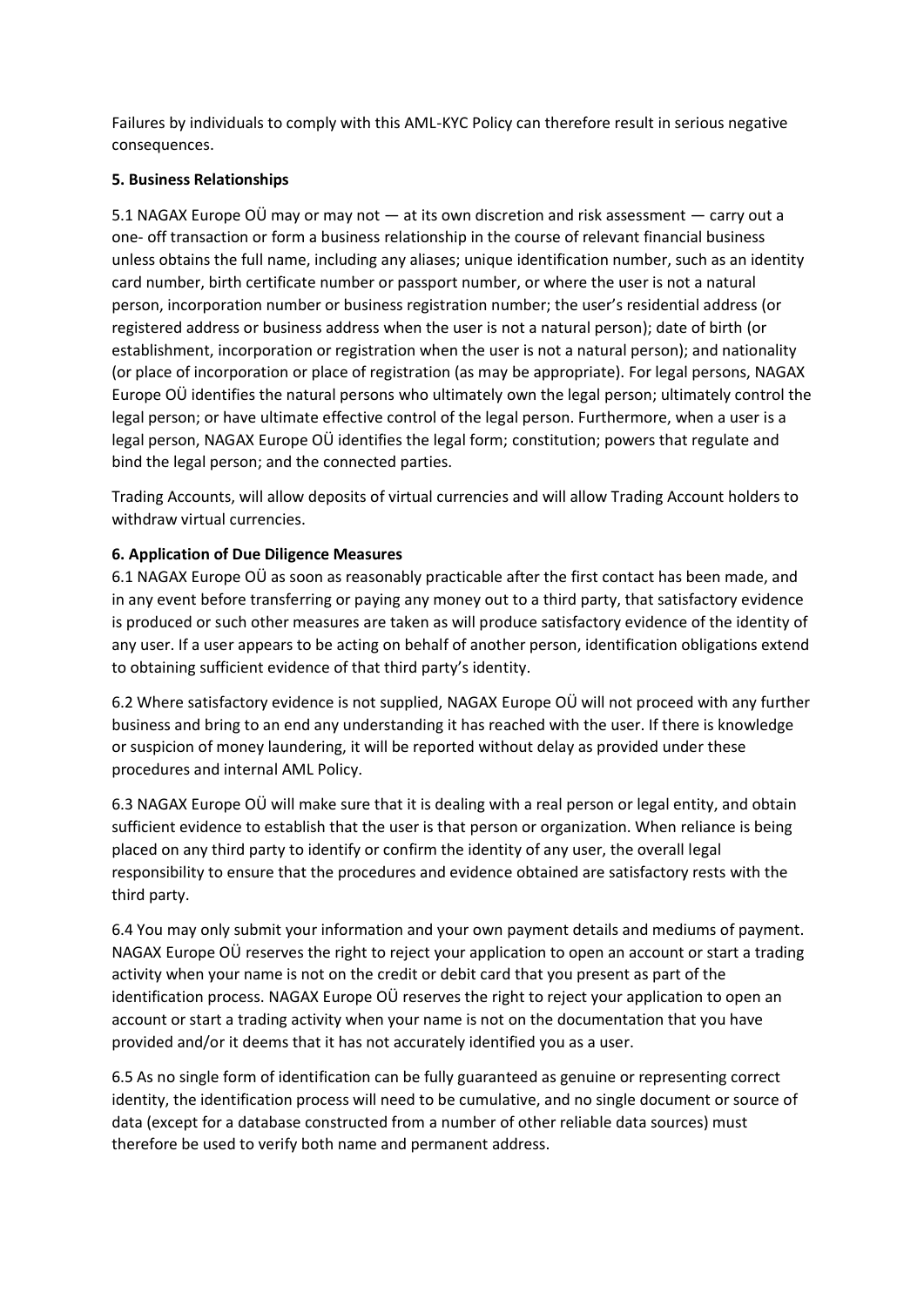Failures by individuals to comply with this AML-KYC Policy can therefore result in serious negative consequences.

**5. Business Relationships**

5.1 NAGAX Europe OÜ may or may not — at its own discretion and risk assessment — carry out a one- off transaction or form a business relationship in the course of relevant financial business unless obtains the full name, including any aliases; unique identification number, such as an identity card number, birth certificate number or passport number, or where the user is not a natural person, incorporation number or business registration number; the user's residential address (or registered address or business address when the user is not a natural person); date of birth (or establishment, incorporation or registration when the user is not a natural person); and nationality (or place of incorporation or place of registration (as may be appropriate). For legal persons, NAGAX Europe OÜ identifies the natural persons who ultimately own the legal person; ultimately control the legal person; or have ultimate effective control of the legal person. Furthermore, when a user is a legal person, NAGAX Europe OÜ identifies the legal form; constitution; powers that regulate and bind the legal person; and the connected parties.

Trading Accounts, will allow deposits of virtual currencies and will allow Trading Account holders to withdraw virtual currencies.

**6. Application of Due Diligence Measures**

6.1 NAGAX Europe OÜ as soon as reasonably practicable after the first contact has been made, and in any event before transferring or paying any money out to a third party, that satisfactory evidence is produced or such other measures are taken as will produce satisfactory evidence of the identity of any user. If a user appears to be acting on behalf of another person, identification obligations extend to obtaining sufficient evidence of that third party's identity.

6.2 Where satisfactory evidence is not supplied, NAGAX Europe OÜ will not proceed with any further business and bring to an end any understanding it has reached with the user. If there is knowledge or suspicion of money laundering, it will be reported without delay as provided under these procedures and internal AML Policy.

6.3 NAGAX Europe OÜ will make sure that it is dealing with a real person or legal entity, and obtain sufficient evidence to establish that the user is that person or organization. When reliance is being placed on any third party to identify or confirm the identity of any user, the overall legal responsibility to ensure that the procedures and evidence obtained are satisfactory rests with the third party.

6.4 You may only submit your information and your own payment details and mediums of payment. NAGAX Europe OÜ reserves the right to reject your application to open an account or start a trading activity when your name is not on the credit or debit card that you present as part of the identification process. NAGAX Europe OÜ reserves the right to reject your application to open an account or start a trading activity when your name is not on the documentation that you have provided and/or it deems that it has not accurately identified you as a user.

6.5 As no single form of identification can be fully guaranteed as genuine or representing correct identity, the identification process will need to be cumulative, and no single document or source of data (except for a database constructed from a number of other reliable data sources) must therefore be used to verify both name and permanent address.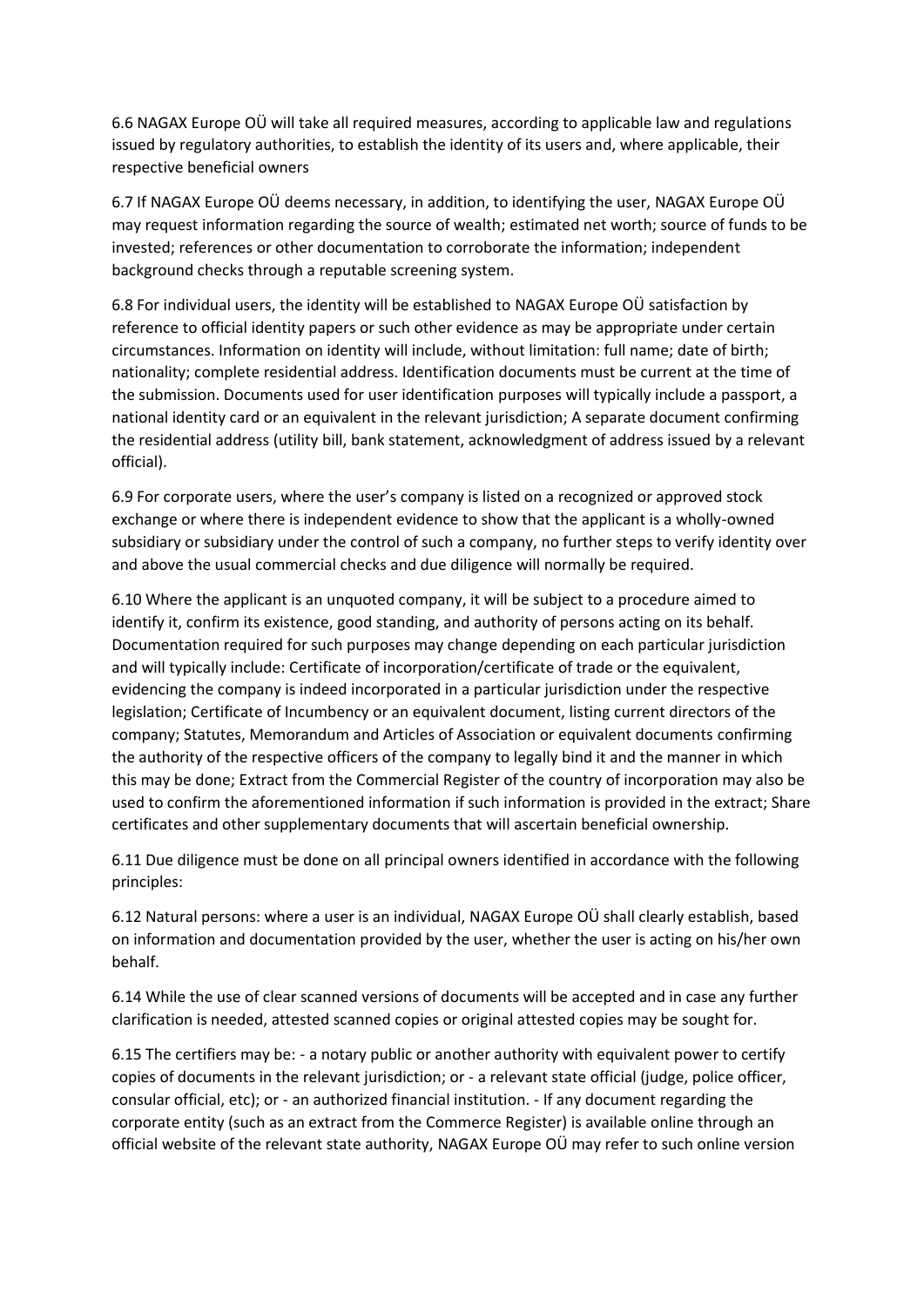6.6 NAGAX Europe OÜ will take all required measures, according to applicable law and regulations issued by regulatory authorities, to establish the identity of its users and, where applicable, their respective beneficial owners

6.7 If NAGAX Europe OÜ deems necessary, in addition, to identifying the user, NAGAX Europe OÜ may request information regarding the source of wealth; estimated net worth; source of funds to be invested; references or other documentation to corroborate the information; independent background checks through a reputable screening system.

6.8 For individual users, the identity will be established to NAGAX Europe OÜ satisfaction by reference to official identity papers or such other evidence as may be appropriate under certain circumstances. Information on identity will include, without limitation: full name; date of birth; nationality; complete residential address. Identification documents must be current at the time of the submission. Documents used for user identification purposes will typically include a passport, a national identity card or an equivalent in the relevant jurisdiction; A separate document confirming the residential address (utility bill, bank statement, acknowledgment of address issued by a relevant official).

6.9 For corporate users, where the user's company is listed on a recognized or approved stock exchange or where there is independent evidence to show that the applicant is a wholly-owned subsidiary or subsidiary under the control of such a company, no further steps to verify identity over and above the usual commercial checks and due diligence will normally be required.

6.10 Where the applicant is an unquoted company, it will be subject to a procedure aimed to identify it, confirm its existence, good standing, and authority of persons acting on its behalf. Documentation required for such purposes may change depending on each particular jurisdiction and will typically include: Certificate of incorporation/certificate of trade or the equivalent, evidencing the company is indeed incorporated in a particular jurisdiction under the respective legislation; Certificate of Incumbency or an equivalent document, listing current directors of the company; Statutes, Memorandum and Articles of Association or equivalent documents confirming the authority of the respective officers of the company to legally bind it and the manner in which this may be done; Extract from the Commercial Register of the country of incorporation may also be used to confirm the aforementioned information if such information is provided in the extract; Share certificates and other supplementary documents that will ascertain beneficial ownership.

6.11 Due diligence must be done on all principal owners identified in accordance with the following principles:

6.12 Natural persons: where a user is an individual, NAGAX Europe OÜ shall clearly establish, based on information and documentation provided by the user, whether the user is acting on his/her own behalf.

6.14 While the use of clear scanned versions of documents will be accepted and in case any further clarification is needed, attested scanned copies or original attested copies may be sought for.

6.15 The certifiers may be: - a notary public or another authority with equivalent power to certify copies of documents in the relevant jurisdiction; or - a relevant state official (judge, police officer, consular official, etc); or - an authorized financial institution. - If any document regarding the corporate entity (such as an extract from the Commerce Register) is available online through an official website of the relevant state authority, NAGAX Europe OÜ may refer to such online version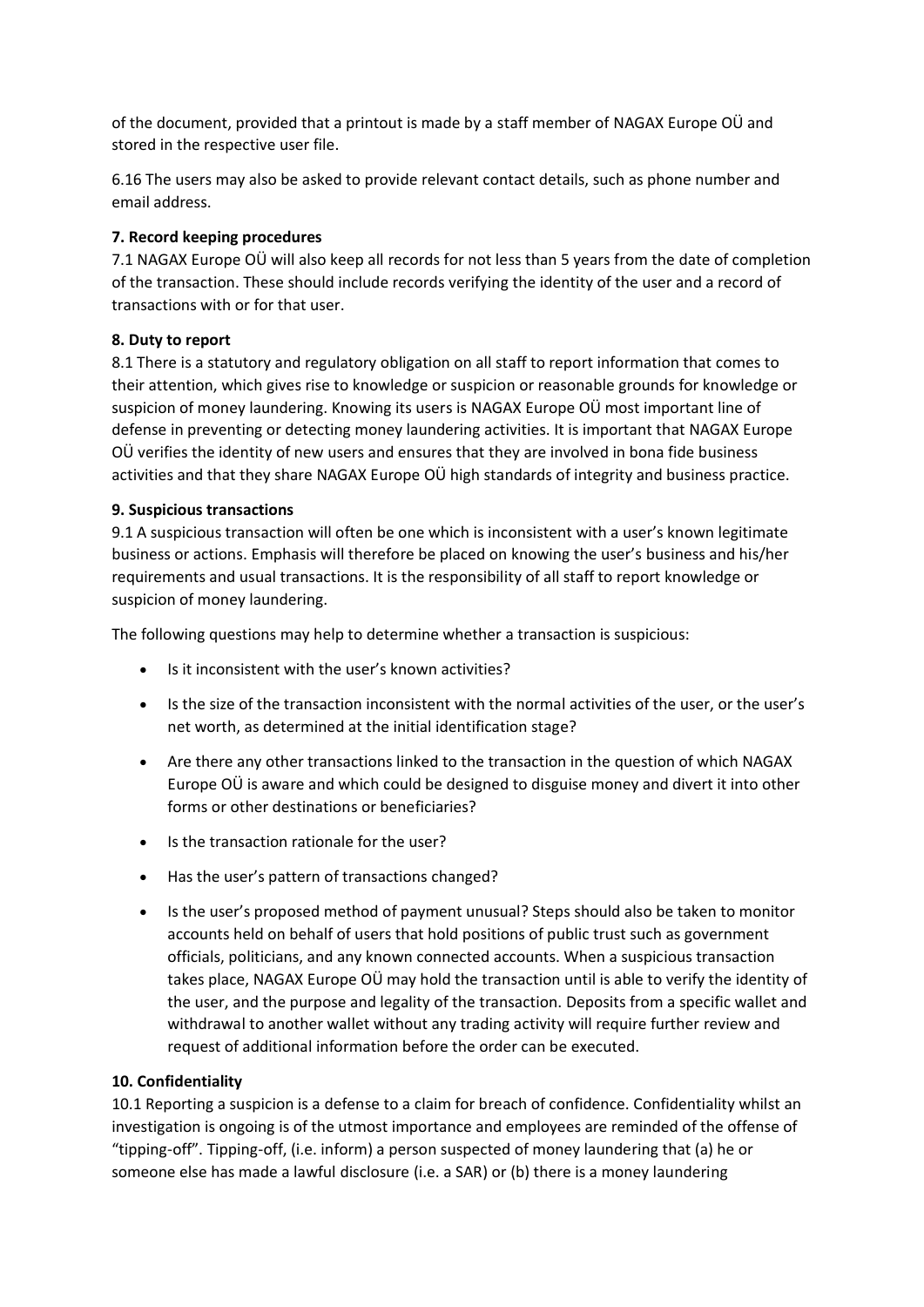of the document, provided that a printout is made by a staff member of NAGAX Europe OÜ and stored in the respective user file.

6.16 The users may also be asked to provide relevant contact details, such as phone number and email address.

**7. Record keeping procedures**

7.1 NAGAX Europe OÜ will also keep all records for not less than 5 years from the date of completion of the transaction. These should include records verifying the identity of the user and a record of transactions with or for that user.

**8. Duty to report**

8.1 There is a statutory and regulatory obligation on all staff to report information that comes to their attention, which gives rise to knowledge or suspicion or reasonable grounds for knowledge or suspicion of money laundering. Knowing its users is NAGAX Europe OÜ most important line of defense in preventing or detecting money laundering activities. It is important that NAGAX Europe OÜ verifies the identity of new users and ensures that they are involved in bona fide business activities and that they share NAGAX Europe OÜ high standards of integrity and business practice.

**9. Suspicious transactions**

9.1 A suspicious transaction will often be one which is inconsistent with a user's known legitimate business or actions. Emphasis will therefore be placed on knowing the user's business and his/her requirements and usual transactions. It is the responsibility of all staff to report knowledge or suspicion of money laundering.

The following questions may help to determine whether a transaction is suspicious:

- Is it inconsistent with the user's known activities?
- Is the size of the transaction inconsistent with the normal activities of the user, or the user's net worth, as determined at the initial identification stage?
- Are there any other transactions linked to the transaction in the question of which NAGAX Europe OÜ is aware and which could be designed to disguise money and divert it into other forms or other destinations or beneficiaries?
- Is the transaction rationale for the user?
- Has the user's pattern of transactions changed?
- Is the user's proposed method of payment unusual? Steps should also be taken to monitor accounts held on behalf of users that hold positions of public trust such as government officials, politicians, and any known connected accounts. When a suspicious transaction takes place, NAGAX Europe OÜ may hold the transaction until is able to verify the identity of the user, and the purpose and legality of the transaction. Deposits from a specific wallet and withdrawal to another wallet without any trading activity will require further review and request of additional information before the order can be executed.

**10. Confidentiality**

10.1 Reporting a suspicion is a defense to a claim for breach of confidence. Confidentiality whilst an investigation is ongoing is of the utmost importance and employees are reminded of the offense of "tipping-off". Tipping-off, (i.e. inform) a person suspected of money laundering that (a) he or someone else has made a lawful disclosure (i.e. a SAR) or (b) there is a money laundering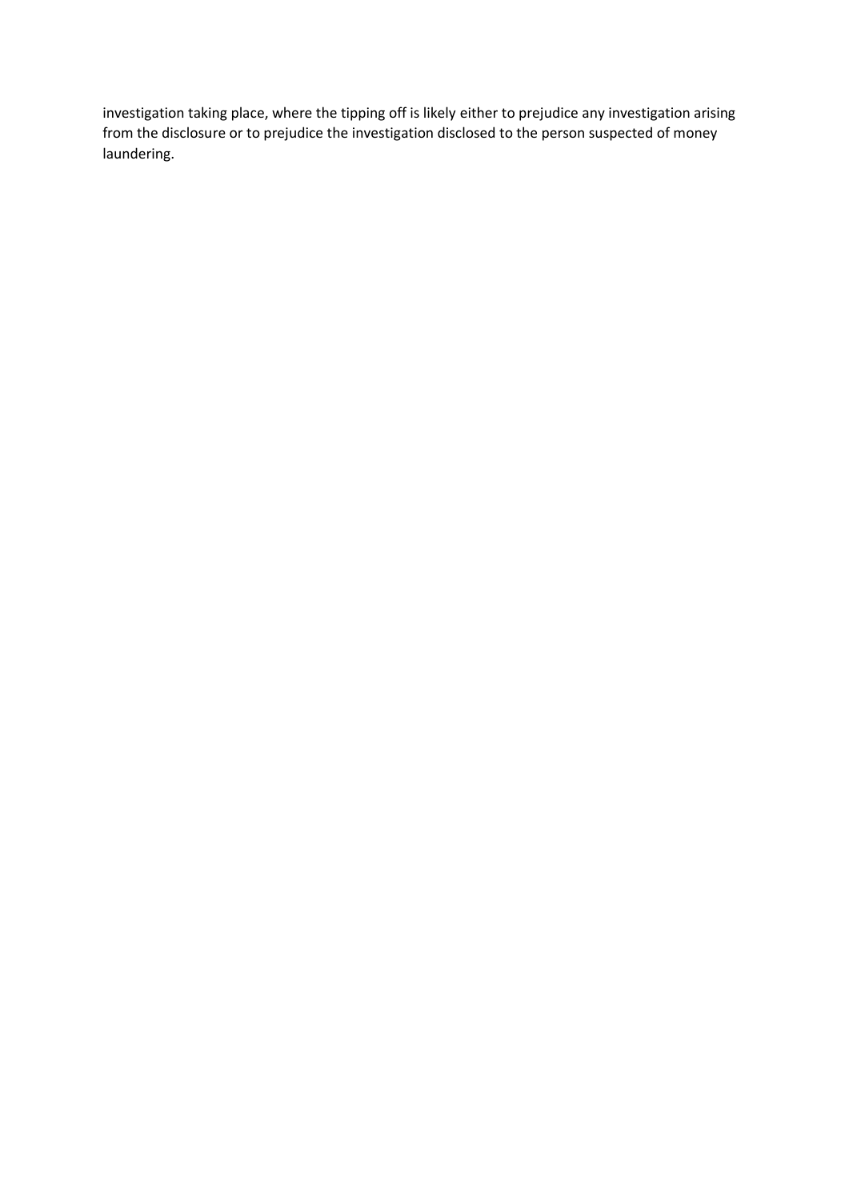investigation taking place, where the tipping off is likely either to prejudice any investigation arising from the disclosure or to prejudice the investigation disclosed to the person suspected of money laundering.